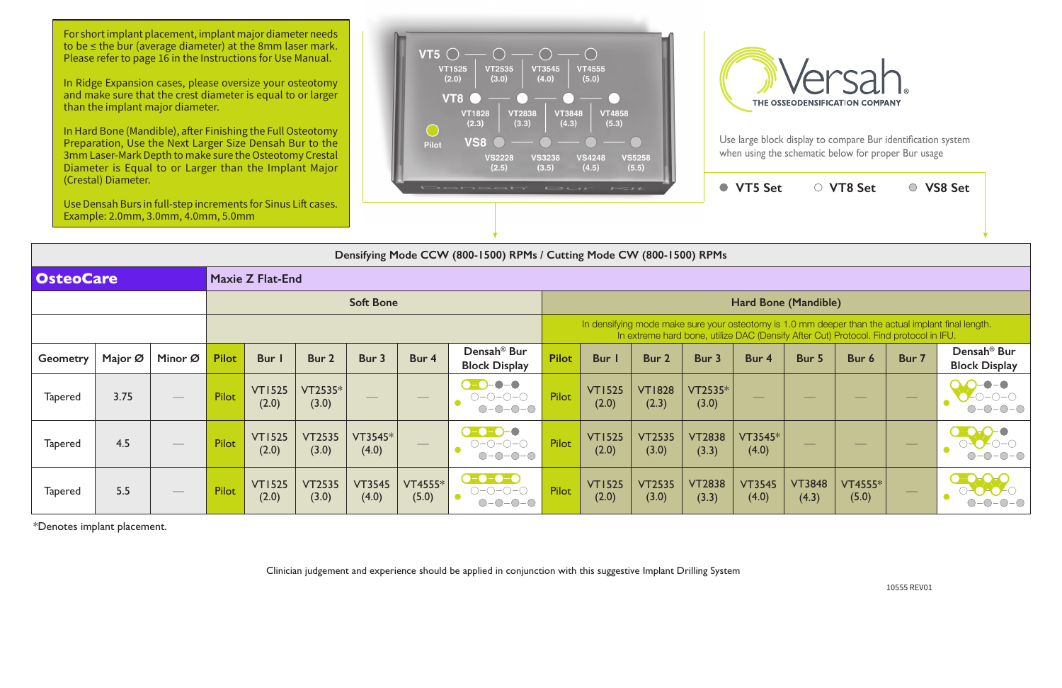For short implant placement, implant major diameter needs to be ≤ the bur (average diameter) at the 8mm laser mark. Please refer to page 16 in the Instructions for Use Manual.

In Ridge Expansion cases, please oversize your osteotomy and make sure that the crest diameter is equal to or larger than the implant major diameter.

In Hard Bone (Mandible), after Finishing the Full Osteotomy Preparation, Use the Next Larger Size Densah Bur to the 3mm Laser-Mark Depth to make sure the Osteotomy Crestal Diameter is Equal to or Larger than the Implant Major (Crestal) Diameter.

Use Densah Burs in full-step increments for Sinus Lift cases. Example: 2.0mm, 3.0mm, 4.0mm, 5.0mm

VT5: VT1525 (2.0) — VT2535 (3.0) — VT3545 (4.0) — VT4555 (5.0)

VT8: VT1828 (2.3) — VT2838 (3.3) — VT3848 (4.3) — VT4858 (5.3)

Pilot

VS8: VS2228 (2.5) — VS3238 (3.5) — VS4248 (4.5) — VS5258 (5.5)

Densah Bur Kit

Versah® THE OSSEODENSIFICATION COMPANY

Use large block display to compare Bur identification system when using the schematic below for proper Bur usage

● VT5 Set ○ VT8 Set ◎ VS8 Set

**Densifying Mode CCW (800-1500) RPMs / Cutting Mode CW (800-1500) RPMs**

| **OsteoCare** | | | **Maxie Z Flat-End** | | | | | | | | | | | | | | |
|---|---|---|---|---|---|---|---|---|---|---|---|---|---|---|---|---|---|
| | | | Soft Bone | | | | | | Hard Bone (Mandible) | | | | | | | | |
| | | | | | | | | | In densifying mode make sure your osteotomy is 1.0 mm deeper than the actual implant final length. In extreme hard bone, utilize DAC (Densify After Cut) Protocol. Find protocol in IFU. | | | | | | | | |
| Geometry | Major Ø | Minor Ø | Pilot | Bur 1 | Bur 2 | Bur 3 | Bur 4 | Densah® Bur Block Display | Pilot | Bur 1 | Bur 2 | Bur 3 | Bur 4 | Bur 5 | Bur 6 | Bur 7 | Densah® Bur Block Display |
| Tapered | 3.75 | — | Pilot | VT1525 (2.0) | VT2535* (3.0) | — | — | | Pilot | VT1525 (2.0) | VT1828 (2.3) | VT2535* (3.0) | — | — | — | — | |
| Tapered | 4.5 | — | Pilot | VT1525 (2.0) | VT2535 (3.0) | VT3545* (4.0) | — | | Pilot | VT1525 (2.0) | VT2535 (3.0) | VT2838 (3.3) | VT3545* (4.0) | — | — | — | |
| Tapered | 5.5 | — | Pilot | VT1525 (2.0) | VT2535 (3.0) | VT3545 (4.0) | VT4555* (5.0) | | Pilot | VT1525 (2.0) | VT2535 (3.0) | VT2838 (3.3) | VT3545 (4.0) | VT3848 (4.3) | VT4555* (5.0) | — | |

*Denotes implant placement.

Clinician judgement and experience should be applied in conjunction with this suggestive Implant Drilling System

10555 REV01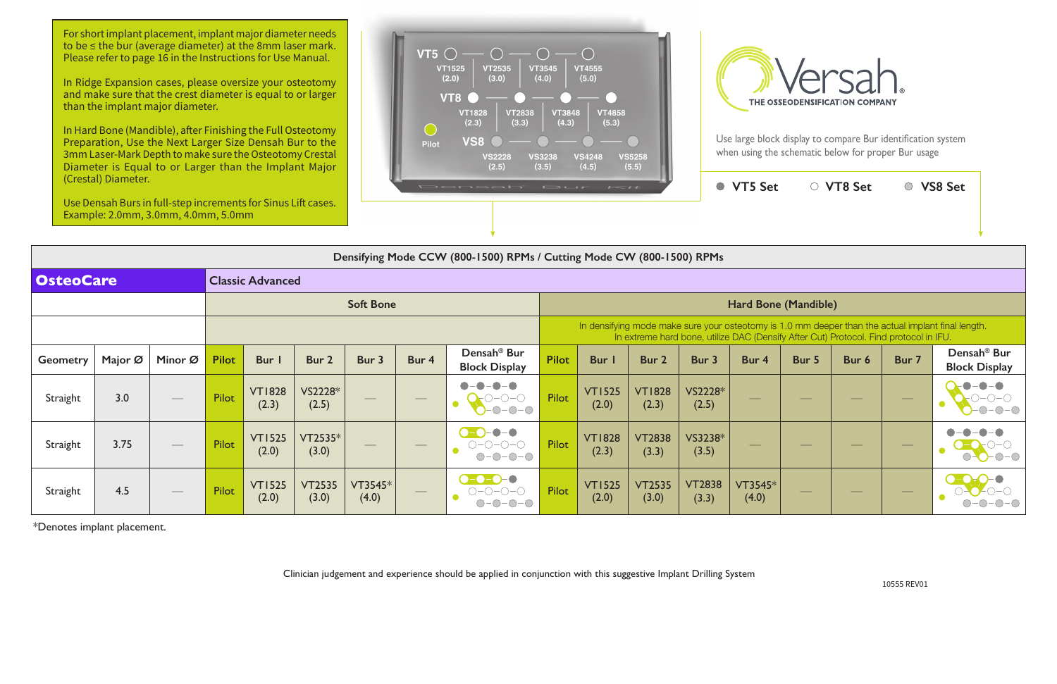For short implant placement, implant major diameter needs to be ≤ the bur (average diameter) at the 8mm laser mark. Please refer to page 16 in the Instructions for Use Manual.

In Ridge Expansion cases, please oversize your osteotomy and make sure that the crest diameter is equal to or larger than the implant major diameter.

In Hard Bone (Mandible), after Finishing the Full Osteotomy Preparation, Use the Next Larger Size Densah Bur to the 3mm Laser-Mark Depth to make sure the Osteotomy Crestal Diameter is Equal to or Larger than the Implant Major (Crestal) Diameter.

Use Densah Burs in full-step increments for Sinus Lift cases. Example: 2.0mm, 3.0mm, 4.0mm, 5.0mm

| Set | | | | | |
|---|---|---|---|---|---|
| VT5 | | VT1525 (2.0) | VT2535 (3.0) | VT3545 (4.0) | VT4555 (5.0) |
| VT8 | | VT1828 (2.3) | VT2838 (3.3) | VT3848 (4.3) | VT4858 (5.3) |
| VS8 | Pilot | VS2228 (2.5) | VS3238 (3.5) | VS4248 (4.5) | VS5258 (5.5) |

Densah Bur Kit

**Versah®** THE OSSEODENSIFICATION COMPANY

Use large block display to compare Bur identification system when using the schematic below for proper Bur usage

● VT5 Set ○ VT8 Set ◎ VS8 Set

| Densifying Mode CCW (800-1500) RPMs / Cutting Mode CW (800-1500) RPMs | | | | | | | | | | | | | | | | | | |
|---|---|---|---|---|---|---|---|---|---|---|---|---|---|---|---|---|---|---|
| **OsteoCare** | | | Classic Advanced | | | | | | | | | | | | | | | |
| | | | Soft Bone | | | | | | Hard Bone (Mandible) | | | | | | | | | |
| | | | | | | | | | In densifying mode make sure your osteotomy is 1.0 mm deeper than the actual implant final length. In extreme hard bone, utilize DAC (Densify After Cut) Protocol. Find protocol in IFU. | | | | | | | | | |
| Geometry | Major Ø | Minor Ø | Pilot | Bur 1 | Bur 2 | Bur 3 | Bur 4 | Densah® Bur Block Display | Pilot | Bur 1 | Bur 2 | Bur 3 | Bur 4 | Bur 5 | Bur 6 | Bur 7 | Densah® Bur Block Display |
| Straight | 3.0 | — | Pilot | VT1828 (2.3) | VS2228* (2.5) | — | — | | Pilot | VT1525 (2.0) | VT1828 (2.3) | VS2228* (2.5) | — | — | — | — | |
| Straight | 3.75 | — | Pilot | VT1525 (2.0) | VT2535* (3.0) | — | — | | Pilot | VT1828 (2.3) | VT2838 (3.3) | VS3238* (3.5) | — | — | — | — | |
| Straight | 4.5 | — | Pilot | VT1525 (2.0) | VT2535 (3.0) | VT3545* (4.0) | — | | Pilot | VT1525 (2.0) | VT2535 (3.0) | VT2838 (3.3) | VT3545* (4.0) | — | — | — | |

*Denotes implant placement.

Clinician judgement and experience should be applied in conjunction with this suggestive Implant Drilling System

10555 REV01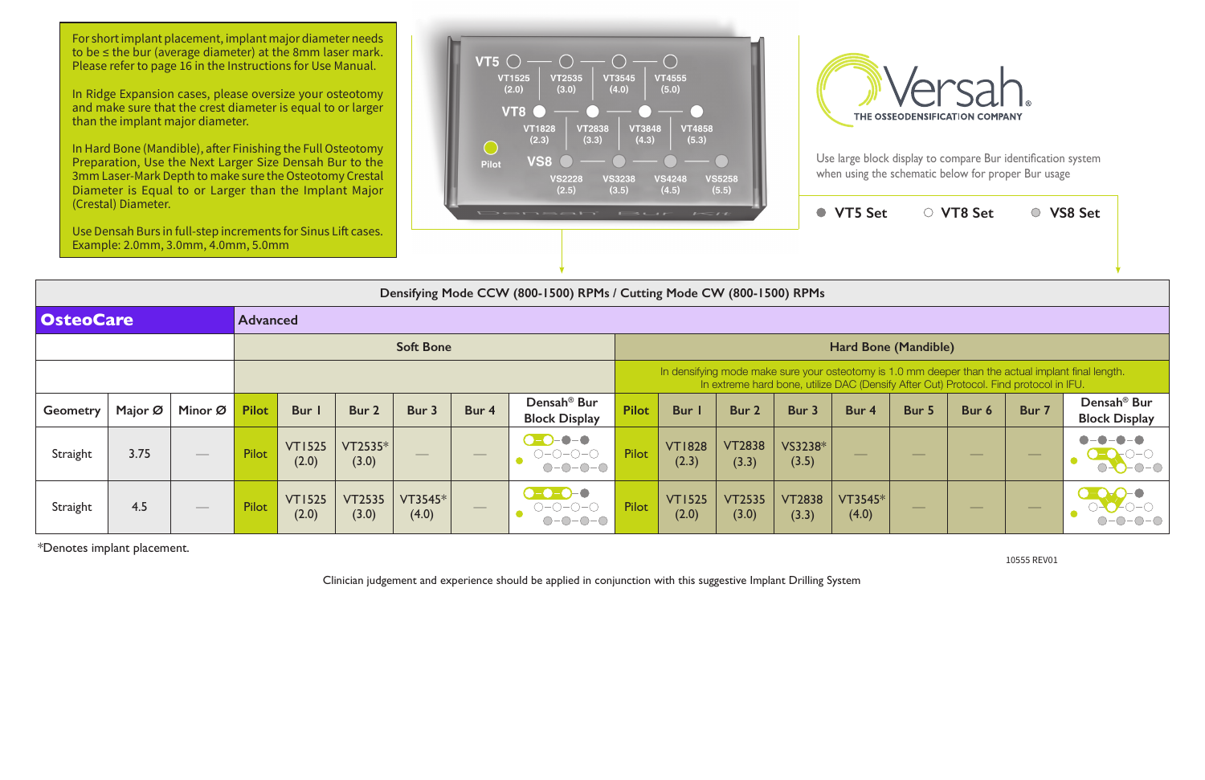For short implant placement, implant major diameter needs to be ≤ the bur (average diameter) at the 8mm laser mark. Please refer to page 16 in the Instructions for Use Manual.

In Ridge Expansion cases, please oversize your osteotomy and make sure that the crest diameter is equal to or larger than the implant major diameter.

In Hard Bone (Mandible), after Finishing the Full Osteotomy Preparation, Use the Next Larger Size Densah Bur to the 3mm Laser-Mark Depth to make sure the Osteotomy Crestal Diameter is Equal to or Larger than the Implant Major (Crestal) Diameter.

Use Densah Burs in full-step increments for Sinus Lift cases. Example: 2.0mm, 3.0mm, 4.0mm, 5.0mm

VT5: VT1525 (2.0) — VT2535 (3.0) — VT3545 (4.0) — VT4555 (5.0)

VT8: VT1828 (2.3) — VT2838 (3.3) — VT3848 (4.3) — VT4858 (5.3)

VS8: VS2228 (2.5) — VS3238 (3.5) — VS4248 (4.5) — VS5258 (5.5)

Pilot

Densah Bur Kit

**Versah®** THE OSSEODENSIFICATION COMPANY

Use large block display to compare Bur identification system when using the schematic below for proper Bur usage

● VT5 Set ○ VT8 Set ● VS8 Set

**Densifying Mode CCW (800-1500) RPMs / Cutting Mode CW (800-1500) RPMs**

| **OsteoCare** | | | **Advanced** | | | | | | | | | | | | | | |
|---|---|---|---|---|---|---|---|---|---|---|---|---|---|---|---|---|---|
| | | | **Soft Bone** | | | | | | **Hard Bone (Mandible)** | | | | | | | | |
| | | | | | | | | | In densifying mode make sure your osteotomy is 1.0 mm deeper than the actual implant final length. In extreme hard bone, utilize DAC (Densify After Cut) Protocol. Find protocol in IFU. | | | | | | | | |
| **Geometry** | **Major Ø** | **Minor Ø** | **Pilot** | **Bur 1** | **Bur 2** | **Bur 3** | **Bur 4** | **Densah® Bur Block Display** | **Pilot** | **Bur 1** | **Bur 2** | **Bur 3** | **Bur 4** | **Bur 5** | **Bur 6** | **Bur 7** | **Densah® Bur Block Display** |
| Straight | 3.75 | — | Pilot | VT1525 (2.0) | VT2535* (3.0) | — | — | | Pilot | VT1828 (2.3) | VT2838 (3.3) | VS3238* (3.5) | — | — | — | — | |
| Straight | 4.5 | — | Pilot | VT1525 (2.0) | VT2535 (3.0) | VT3545* (4.0) | — | | Pilot | VT1525 (2.0) | VT2535 (3.0) | VT2838 (3.3) | VT3545* (4.0) | — | — | — | |

*Denotes implant placement.

10555 REV01

Clinician judgement and experience should be applied in conjunction with this suggestive Implant Drilling System